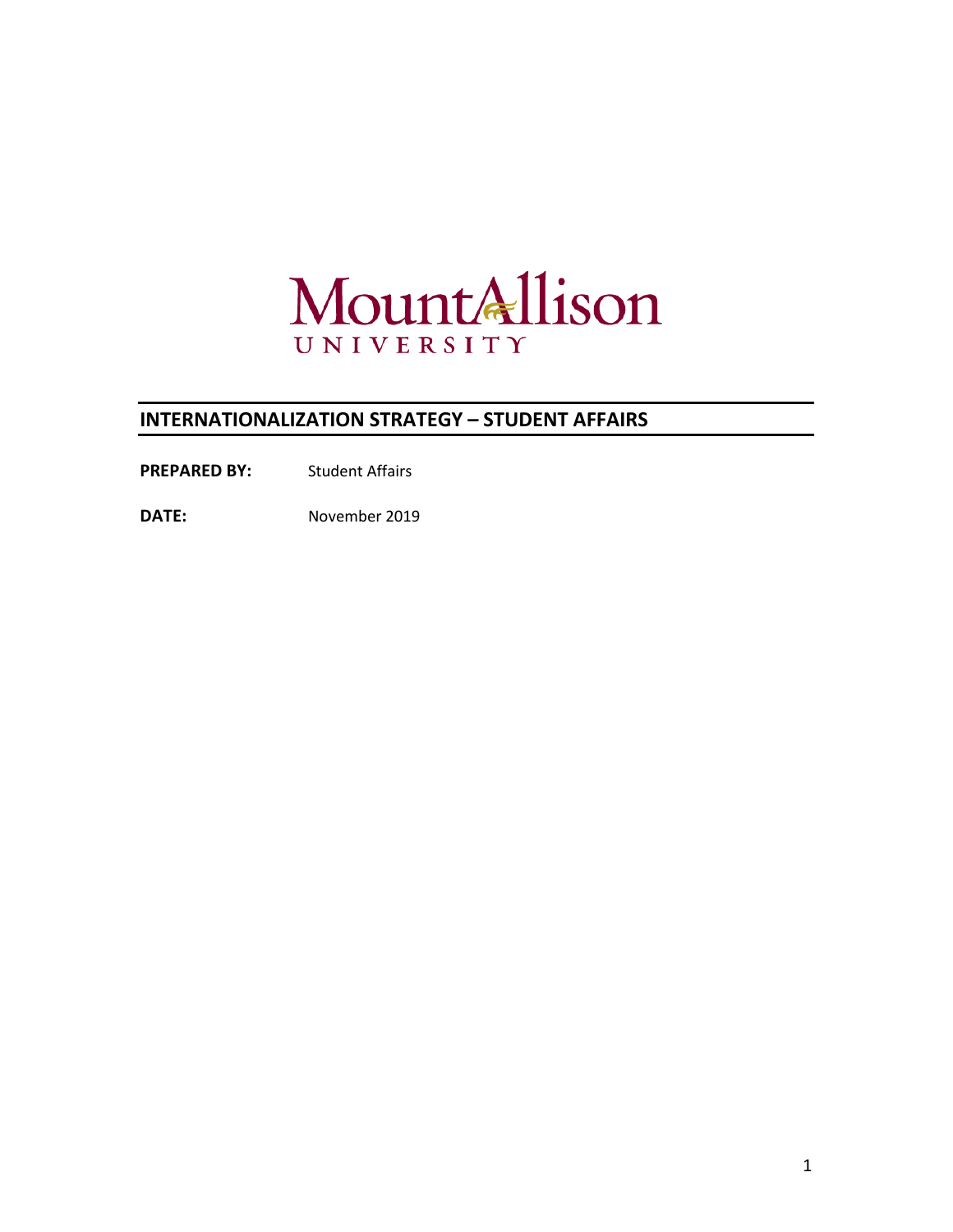Mount Allison
UNIVERSITY

# INTERNATIONALIZATION STRATEGY – STUDENT AFFAIRS

**PREPARED BY:** Student Affairs

**DATE:** November 2019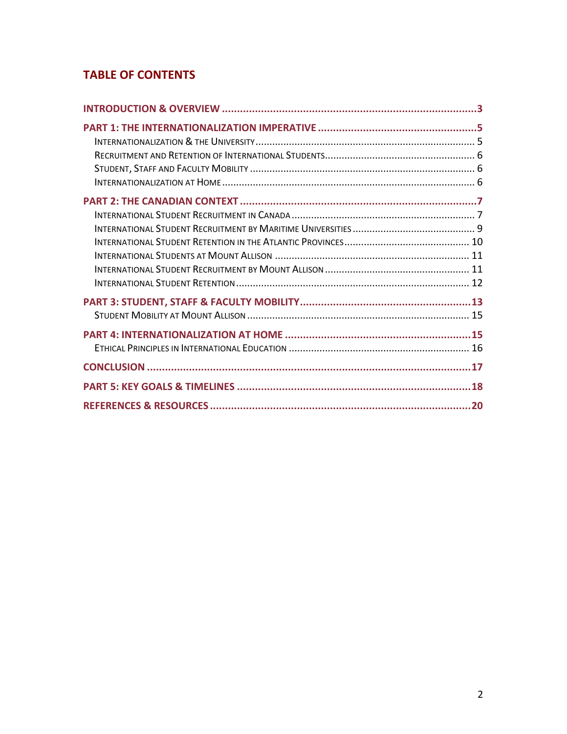## TABLE OF CONTENTS

**INTRODUCTION & OVERVIEW** ..... 3

**PART 1: THE INTERNATIONALIZATION IMPERATIVE** ..... 5

- Internationalization & the University ..... 5
- Recruitment and Retention of International Students ..... 6
- Student, Staff and Faculty Mobility ..... 6
- Internationalization at Home ..... 6

**PART 2: THE CANADIAN CONTEXT** ..... 7

- International Student Recruitment in Canada ..... 7
- International Student Recruitment by Maritime Universities ..... 9
- International Student Retention in the Atlantic Provinces ..... 10
- International Students at Mount Allison ..... 11
- International Student Recruitment by Mount Allison ..... 11
- International Student Retention ..... 12

**PART 3: STUDENT, STAFF & FACULTY MOBILITY** ..... 13

- Student Mobility at Mount Allison ..... 15

**PART 4: INTERNATIONALIZATION AT HOME** ..... 15

- Ethical Principles in International Education ..... 16

**CONCLUSION** ..... 17

**PART 5: KEY GOALS & TIMELINES** ..... 18

**REFERENCES & RESOURCES** ..... 20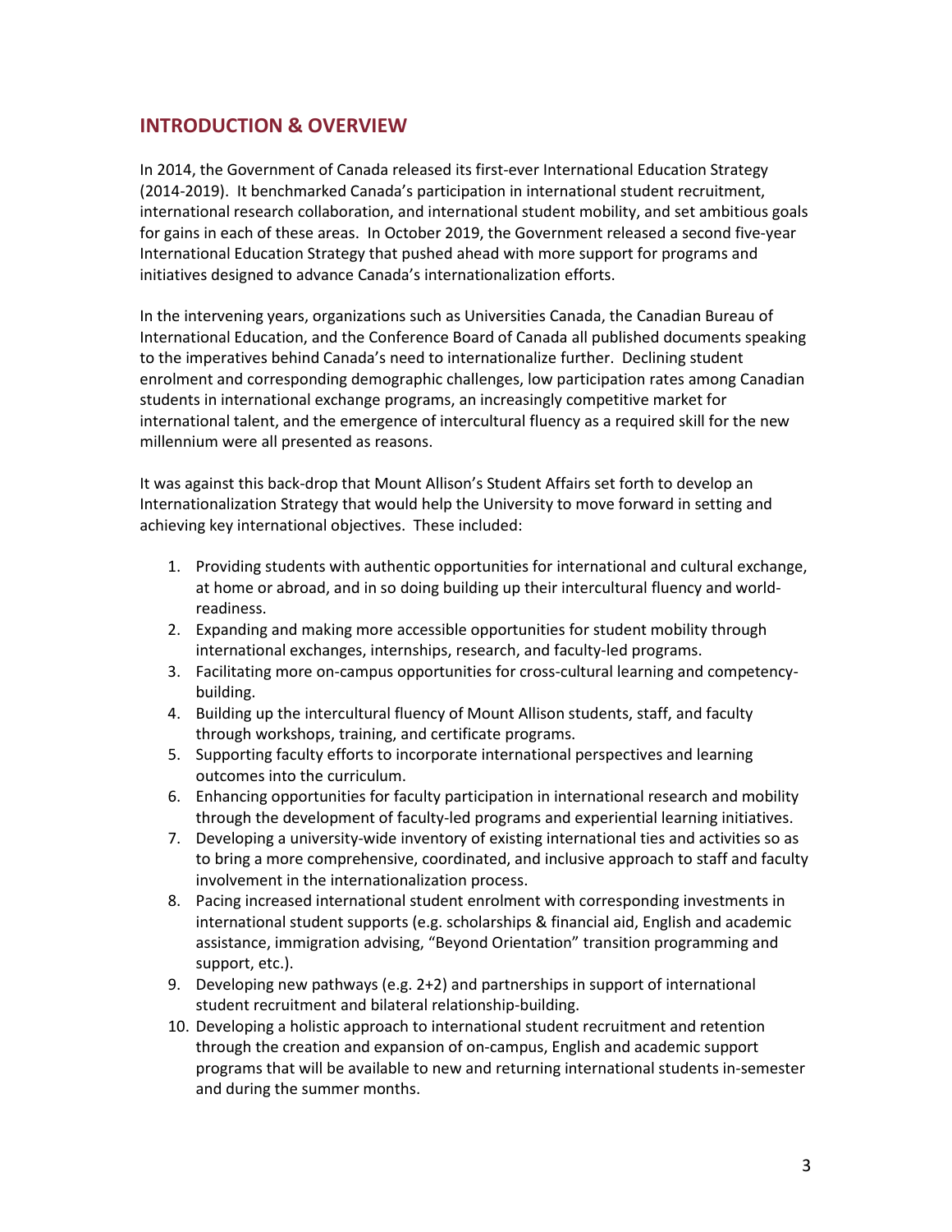## INTRODUCTION & OVERVIEW

In 2014, the Government of Canada released its first-ever International Education Strategy (2014-2019). It benchmarked Canada's participation in international student recruitment, international research collaboration, and international student mobility, and set ambitious goals for gains in each of these areas. In October 2019, the Government released a second five-year International Education Strategy that pushed ahead with more support for programs and initiatives designed to advance Canada's internationalization efforts.

In the intervening years, organizations such as Universities Canada, the Canadian Bureau of International Education, and the Conference Board of Canada all published documents speaking to the imperatives behind Canada's need to internationalize further. Declining student enrolment and corresponding demographic challenges, low participation rates among Canadian students in international exchange programs, an increasingly competitive market for international talent, and the emergence of intercultural fluency as a required skill for the new millennium were all presented as reasons.

It was against this back-drop that Mount Allison's Student Affairs set forth to develop an Internationalization Strategy that would help the University to move forward in setting and achieving key international objectives. These included:

1. Providing students with authentic opportunities for international and cultural exchange, at home or abroad, and in so doing building up their intercultural fluency and world-readiness.
2. Expanding and making more accessible opportunities for student mobility through international exchanges, internships, research, and faculty-led programs.
3. Facilitating more on-campus opportunities for cross-cultural learning and competency-building.
4. Building up the intercultural fluency of Mount Allison students, staff, and faculty through workshops, training, and certificate programs.
5. Supporting faculty efforts to incorporate international perspectives and learning outcomes into the curriculum.
6. Enhancing opportunities for faculty participation in international research and mobility through the development of faculty-led programs and experiential learning initiatives.
7. Developing a university-wide inventory of existing international ties and activities so as to bring a more comprehensive, coordinated, and inclusive approach to staff and faculty involvement in the internationalization process.
8. Pacing increased international student enrolment with corresponding investments in international student supports (e.g. scholarships & financial aid, English and academic assistance, immigration advising, "Beyond Orientation" transition programming and support, etc.).
9. Developing new pathways (e.g. 2+2) and partnerships in support of international student recruitment and bilateral relationship-building.
10. Developing a holistic approach to international student recruitment and retention through the creation and expansion of on-campus, English and academic support programs that will be available to new and returning international students in-semester and during the summer months.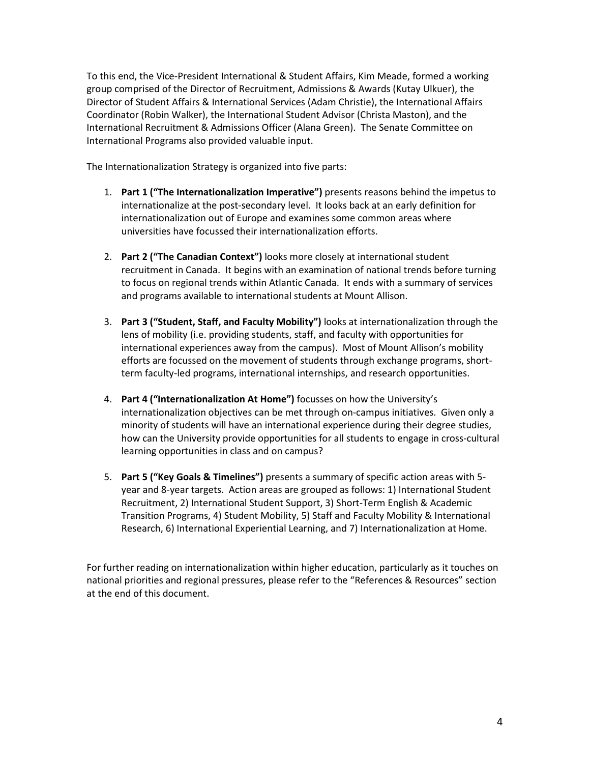To this end, the Vice-President International & Student Affairs, Kim Meade, formed a working group comprised of the Director of Recruitment, Admissions & Awards (Kutay Ulkuer), the Director of Student Affairs & International Services (Adam Christie), the International Affairs Coordinator (Robin Walker), the International Student Advisor (Christa Maston), and the International Recruitment & Admissions Officer (Alana Green). The Senate Committee on International Programs also provided valuable input.

The Internationalization Strategy is organized into five parts:

1. **Part 1 ("The Internationalization Imperative")** presents reasons behind the impetus to internationalize at the post-secondary level. It looks back at an early definition for internationalization out of Europe and examines some common areas where universities have focussed their internationalization efforts.

2. **Part 2 ("The Canadian Context")** looks more closely at international student recruitment in Canada. It begins with an examination of national trends before turning to focus on regional trends within Atlantic Canada. It ends with a summary of services and programs available to international students at Mount Allison.

3. **Part 3 ("Student, Staff, and Faculty Mobility")** looks at internationalization through the lens of mobility (i.e. providing students, staff, and faculty with opportunities for international experiences away from the campus). Most of Mount Allison's mobility efforts are focussed on the movement of students through exchange programs, short-term faculty-led programs, international internships, and research opportunities.

4. **Part 4 ("Internationalization At Home")** focusses on how the University's internationalization objectives can be met through on-campus initiatives. Given only a minority of students will have an international experience during their degree studies, how can the University provide opportunities for all students to engage in cross-cultural learning opportunities in class and on campus?

5. **Part 5 ("Key Goals & Timelines")** presents a summary of specific action areas with 5-year and 8-year targets. Action areas are grouped as follows: 1) International Student Recruitment, 2) International Student Support, 3) Short-Term English & Academic Transition Programs, 4) Student Mobility, 5) Staff and Faculty Mobility & International Research, 6) International Experiential Learning, and 7) Internationalization at Home.

For further reading on internationalization within higher education, particularly as it touches on national priorities and regional pressures, please refer to the "References & Resources" section at the end of this document.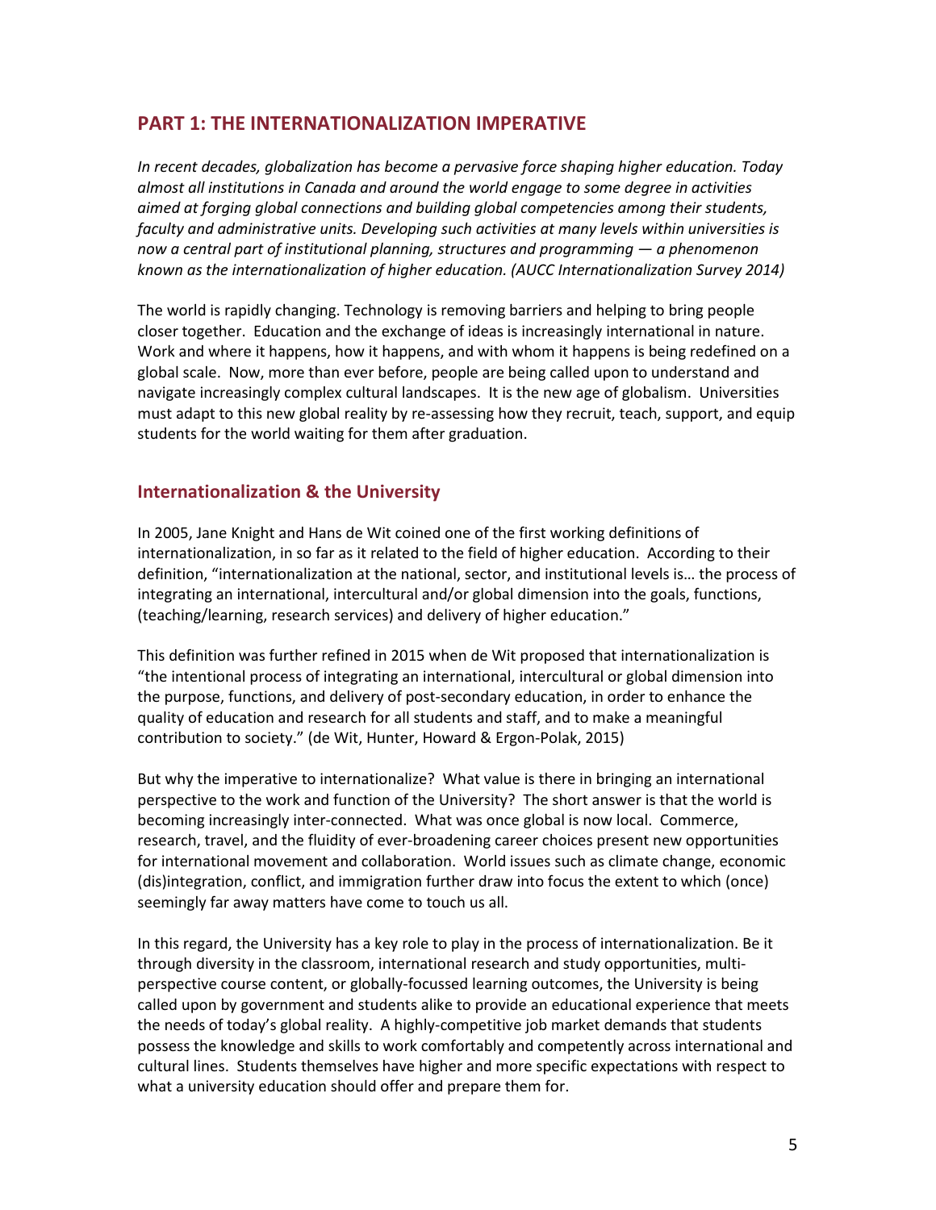## PART 1: THE INTERNATIONALIZATION IMPERATIVE

*In recent decades, globalization has become a pervasive force shaping higher education. Today almost all institutions in Canada and around the world engage to some degree in activities aimed at forging global connections and building global competencies among their students, faculty and administrative units. Developing such activities at many levels within universities is now a central part of institutional planning, structures and programming — a phenomenon known as the internationalization of higher education. (AUCC Internationalization Survey 2014)*

The world is rapidly changing. Technology is removing barriers and helping to bring people closer together. Education and the exchange of ideas is increasingly international in nature. Work and where it happens, how it happens, and with whom it happens is being redefined on a global scale. Now, more than ever before, people are being called upon to understand and navigate increasingly complex cultural landscapes. It is the new age of globalism. Universities must adapt to this new global reality by re-assessing how they recruit, teach, support, and equip students for the world waiting for them after graduation.

### Internationalization & the University

In 2005, Jane Knight and Hans de Wit coined one of the first working definitions of internationalization, in so far as it related to the field of higher education. According to their definition, "internationalization at the national, sector, and institutional levels is… the process of integrating an international, intercultural and/or global dimension into the goals, functions, (teaching/learning, research services) and delivery of higher education."

This definition was further refined in 2015 when de Wit proposed that internationalization is "the intentional process of integrating an international, intercultural or global dimension into the purpose, functions, and delivery of post-secondary education, in order to enhance the quality of education and research for all students and staff, and to make a meaningful contribution to society." (de Wit, Hunter, Howard & Ergon-Polak, 2015)

But why the imperative to internationalize? What value is there in bringing an international perspective to the work and function of the University? The short answer is that the world is becoming increasingly inter-connected. What was once global is now local. Commerce, research, travel, and the fluidity of ever-broadening career choices present new opportunities for international movement and collaboration. World issues such as climate change, economic (dis)integration, conflict, and immigration further draw into focus the extent to which (once) seemingly far away matters have come to touch us all.

In this regard, the University has a key role to play in the process of internationalization. Be it through diversity in the classroom, international research and study opportunities, multi-perspective course content, or globally-focussed learning outcomes, the University is being called upon by government and students alike to provide an educational experience that meets the needs of today's global reality. A highly-competitive job market demands that students possess the knowledge and skills to work comfortably and competently across international and cultural lines. Students themselves have higher and more specific expectations with respect to what a university education should offer and prepare them for.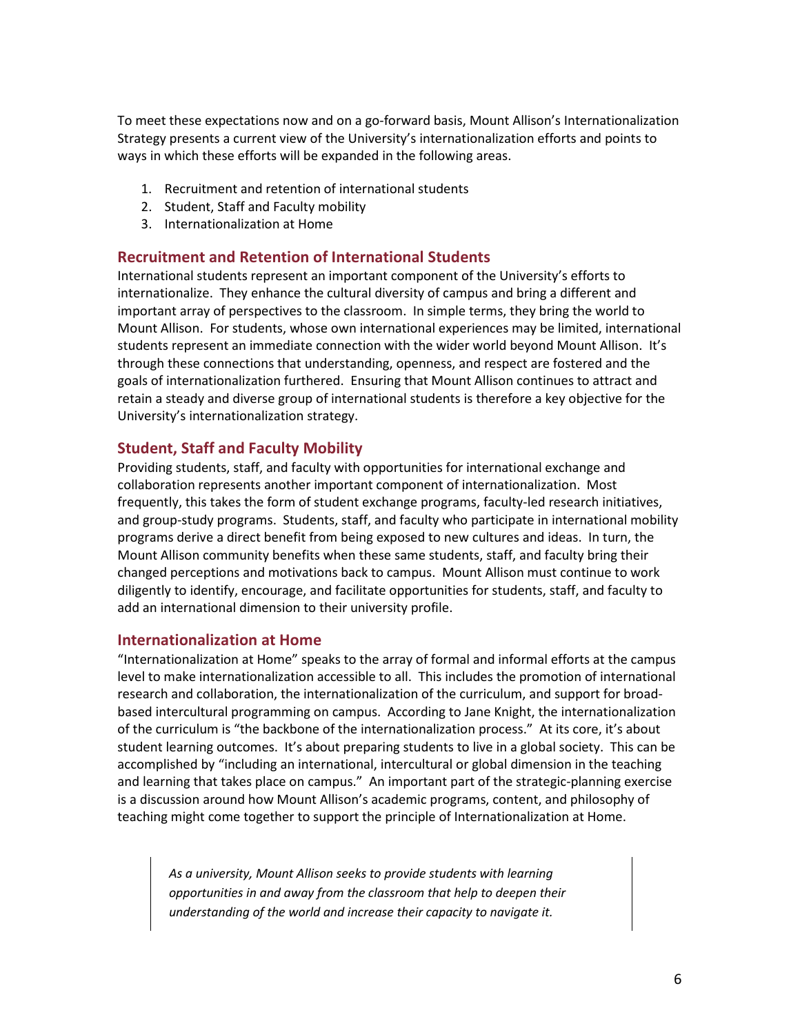To meet these expectations now and on a go-forward basis, Mount Allison's Internationalization Strategy presents a current view of the University's internationalization efforts and points to ways in which these efforts will be expanded in the following areas.

1. Recruitment and retention of international students
2. Student, Staff and Faculty mobility
3. Internationalization at Home

## Recruitment and Retention of International Students

International students represent an important component of the University's efforts to internationalize. They enhance the cultural diversity of campus and bring a different and important array of perspectives to the classroom. In simple terms, they bring the world to Mount Allison. For students, whose own international experiences may be limited, international students represent an immediate connection with the wider world beyond Mount Allison. It's through these connections that understanding, openness, and respect are fostered and the goals of internationalization furthered. Ensuring that Mount Allison continues to attract and retain a steady and diverse group of international students is therefore a key objective for the University's internationalization strategy.

## Student, Staff and Faculty Mobility

Providing students, staff, and faculty with opportunities for international exchange and collaboration represents another important component of internationalization. Most frequently, this takes the form of student exchange programs, faculty-led research initiatives, and group-study programs. Students, staff, and faculty who participate in international mobility programs derive a direct benefit from being exposed to new cultures and ideas. In turn, the Mount Allison community benefits when these same students, staff, and faculty bring their changed perceptions and motivations back to campus. Mount Allison must continue to work diligently to identify, encourage, and facilitate opportunities for students, staff, and faculty to add an international dimension to their university profile.

## Internationalization at Home

"Internationalization at Home" speaks to the array of formal and informal efforts at the campus level to make internationalization accessible to all. This includes the promotion of international research and collaboration, the internationalization of the curriculum, and support for broad-based intercultural programming on campus. According to Jane Knight, the internationalization of the curriculum is "the backbone of the internationalization process." At its core, it's about student learning outcomes. It's about preparing students to live in a global society. This can be accomplished by "including an international, intercultural or global dimension in the teaching and learning that takes place on campus." An important part of the strategic-planning exercise is a discussion around how Mount Allison's academic programs, content, and philosophy of teaching might come together to support the principle of Internationalization at Home.

> *As a university, Mount Allison seeks to provide students with learning opportunities in and away from the classroom that help to deepen their understanding of the world and increase their capacity to navigate it.*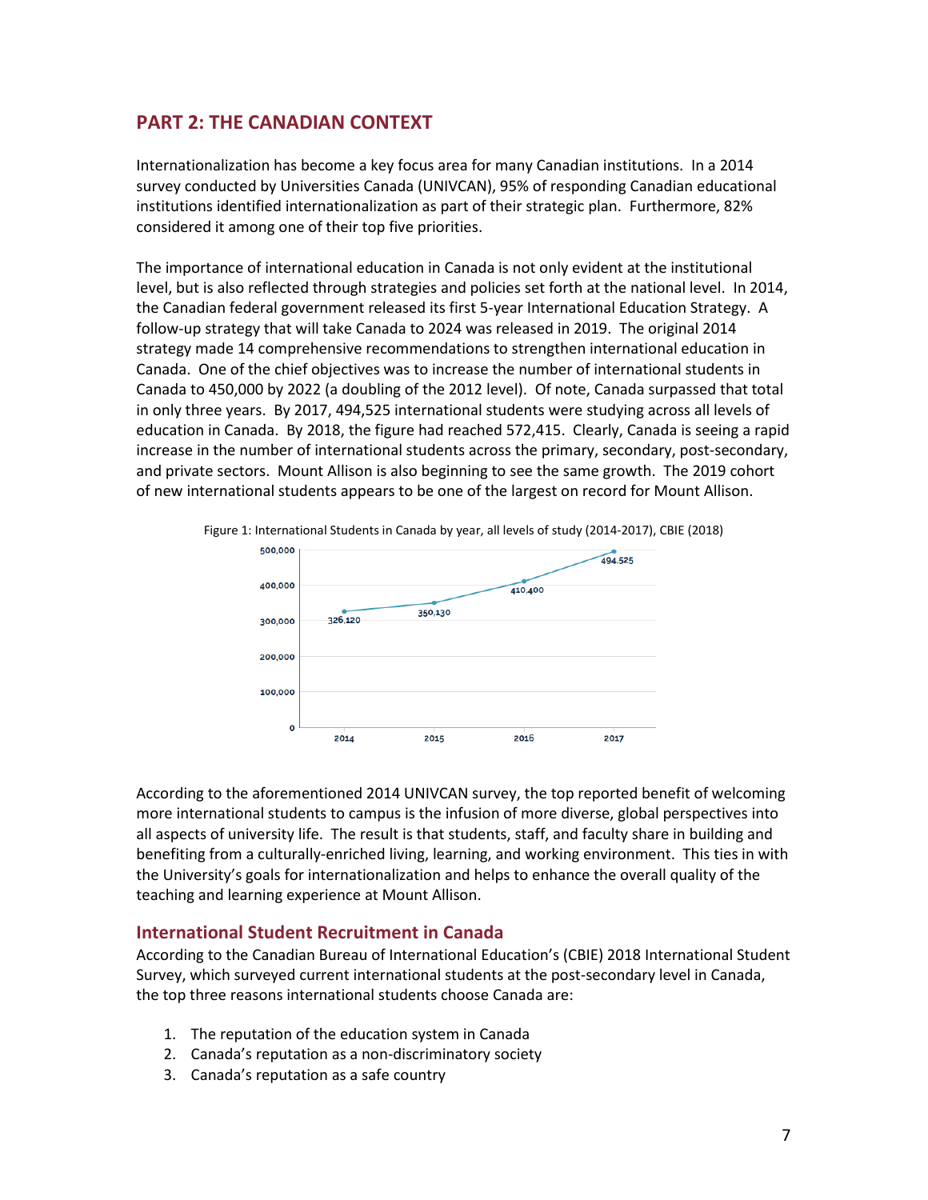## PART 2: THE CANADIAN CONTEXT

Internationalization has become a key focus area for many Canadian institutions. In a 2014 survey conducted by Universities Canada (UNIVCAN), 95% of responding Canadian educational institutions identified internationalization as part of their strategic plan. Furthermore, 82% considered it among one of their top five priorities.

The importance of international education in Canada is not only evident at the institutional level, but is also reflected through strategies and policies set forth at the national level. In 2014, the Canadian federal government released its first 5-year International Education Strategy. A follow-up strategy that will take Canada to 2024 was released in 2019. The original 2014 strategy made 14 comprehensive recommendations to strengthen international education in Canada. One of the chief objectives was to increase the number of international students in Canada to 450,000 by 2022 (a doubling of the 2012 level). Of note, Canada surpassed that total in only three years. By 2017, 494,525 international students were studying across all levels of education in Canada. By 2018, the figure had reached 572,415. Clearly, Canada is seeing a rapid increase in the number of international students across the primary, secondary, post-secondary, and private sectors. Mount Allison is also beginning to see the same growth. The 2019 cohort of new international students appears to be one of the largest on record for Mount Allison.

Figure 1: International Students in Canada by year, all levels of study (2014-2017), CBIE (2018)

| Year | International Students |
|---|---|
| 2014 | 326,120 |
| 2015 | 350,130 |
| 2016 | 410,400 |
| 2017 | 494,525 |

According to the aforementioned 2014 UNIVCAN survey, the top reported benefit of welcoming more international students to campus is the infusion of more diverse, global perspectives into all aspects of university life. The result is that students, staff, and faculty share in building and benefiting from a culturally-enriched living, learning, and working environment. This ties in with the University's goals for internationalization and helps to enhance the overall quality of the teaching and learning experience at Mount Allison.

### International Student Recruitment in Canada

According to the Canadian Bureau of International Education's (CBIE) 2018 International Student Survey, which surveyed current international students at the post-secondary level in Canada, the top three reasons international students choose Canada are:

1. The reputation of the education system in Canada
2. Canada's reputation as a non-discriminatory society
3. Canada's reputation as a safe country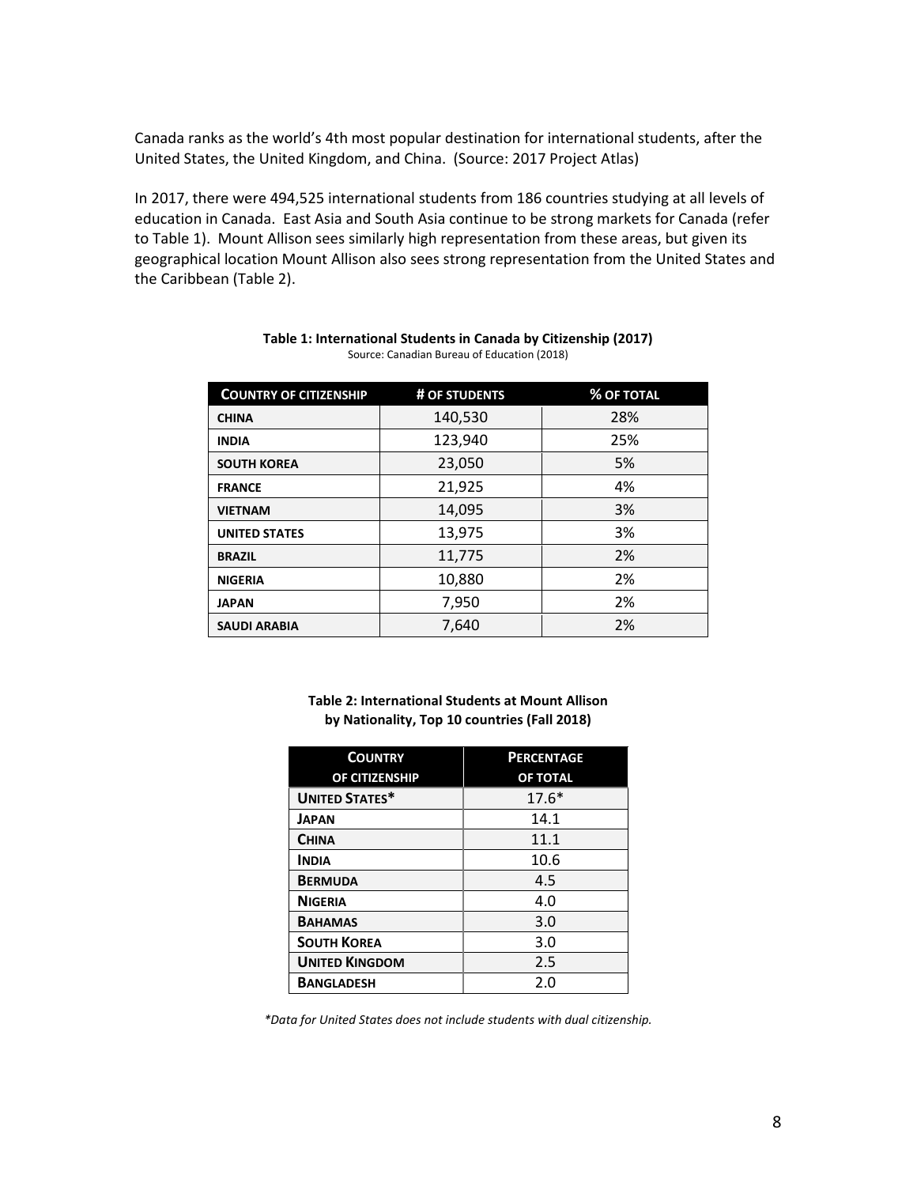Canada ranks as the world's 4th most popular destination for international students, after the United States, the United Kingdom, and China. (Source: 2017 Project Atlas)

In 2017, there were 494,525 international students from 186 countries studying at all levels of education in Canada. East Asia and South Asia continue to be strong markets for Canada (refer to Table 1). Mount Allison sees similarly high representation from these areas, but given its geographical location Mount Allison also sees strong representation from the United States and the Caribbean (Table 2).

**Table 1: International Students in Canada by Citizenship (2017)**

Source: Canadian Bureau of Education (2018)

| COUNTRY OF CITIZENSHIP | # OF STUDENTS | % OF TOTAL |
|---|---|---|
| CHINA | 140,530 | 28% |
| INDIA | 123,940 | 25% |
| SOUTH KOREA | 23,050 | 5% |
| FRANCE | 21,925 | 4% |
| VIETNAM | 14,095 | 3% |
| UNITED STATES | 13,975 | 3% |
| BRAZIL | 11,775 | 2% |
| NIGERIA | 10,880 | 2% |
| JAPAN | 7,950 | 2% |
| SAUDI ARABIA | 7,640 | 2% |

**Table 2: International Students at Mount Allison by Nationality, Top 10 countries (Fall 2018)**

| COUNTRY OF CITIZENSHIP | PERCENTAGE OF TOTAL |
|---|---|
| UNITED STATES* | 17.6* |
| JAPAN | 14.1 |
| CHINA | 11.1 |
| INDIA | 10.6 |
| BERMUDA | 4.5 |
| NIGERIA | 4.0 |
| BAHAMAS | 3.0 |
| SOUTH KOREA | 3.0 |
| UNITED KINGDOM | 2.5 |
| BANGLADESH | 2.0 |

*\*Data for United States does not include students with dual citizenship.*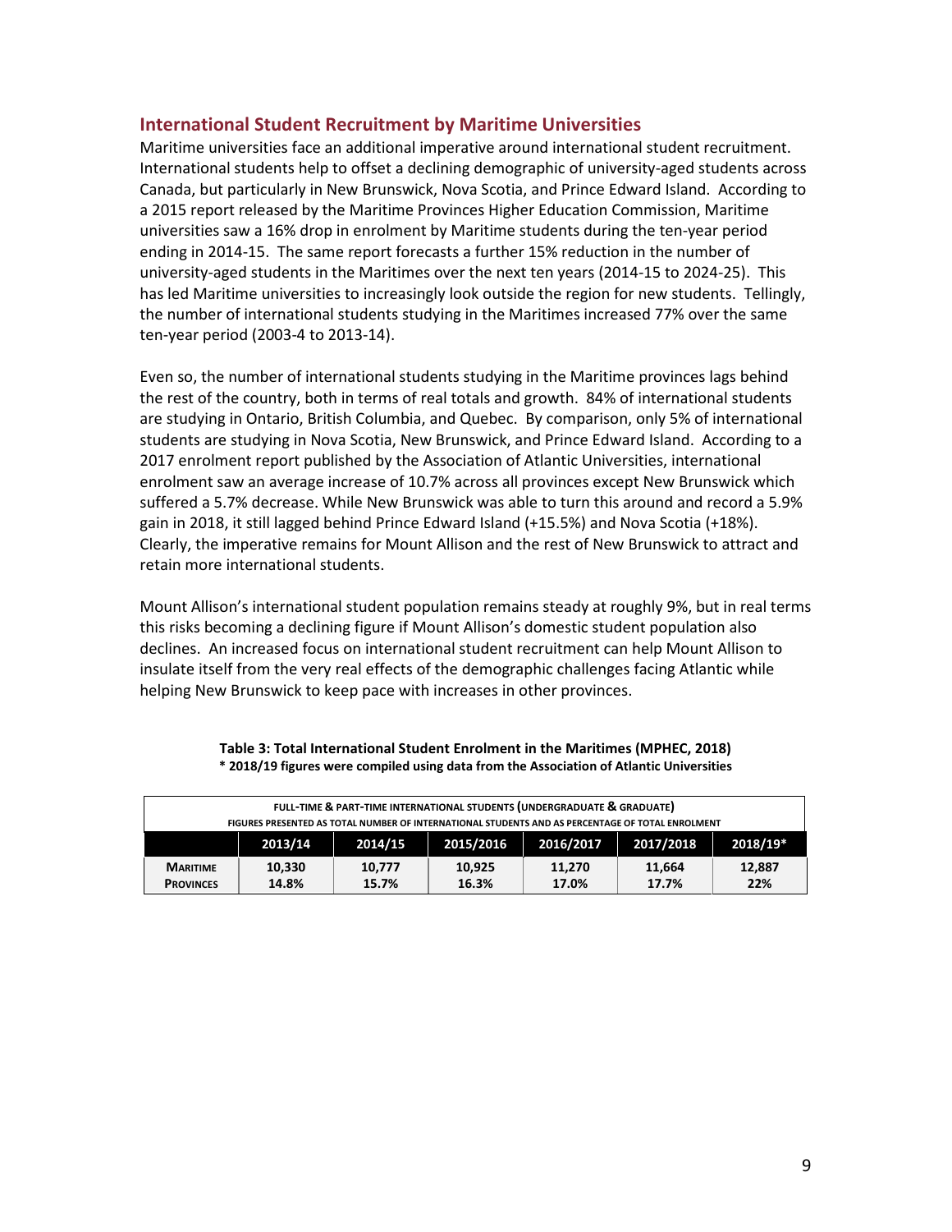## International Student Recruitment by Maritime Universities

Maritime universities face an additional imperative around international student recruitment. International students help to offset a declining demographic of university-aged students across Canada, but particularly in New Brunswick, Nova Scotia, and Prince Edward Island. According to a 2015 report released by the Maritime Provinces Higher Education Commission, Maritime universities saw a 16% drop in enrolment by Maritime students during the ten-year period ending in 2014-15. The same report forecasts a further 15% reduction in the number of university-aged students in the Maritimes over the next ten years (2014-15 to 2024-25). This has led Maritime universities to increasingly look outside the region for new students. Tellingly, the number of international students studying in the Maritimes increased 77% over the same ten-year period (2003-4 to 2013-14).

Even so, the number of international students studying in the Maritime provinces lags behind the rest of the country, both in terms of real totals and growth. 84% of international students are studying in Ontario, British Columbia, and Quebec. By comparison, only 5% of international students are studying in Nova Scotia, New Brunswick, and Prince Edward Island. According to a 2017 enrolment report published by the Association of Atlantic Universities, international enrolment saw an average increase of 10.7% across all provinces except New Brunswick which suffered a 5.7% decrease. While New Brunswick was able to turn this around and record a 5.9% gain in 2018, it still lagged behind Prince Edward Island (+15.5%) and Nova Scotia (+18%). Clearly, the imperative remains for Mount Allison and the rest of New Brunswick to attract and retain more international students.

Mount Allison's international student population remains steady at roughly 9%, but in real terms this risks becoming a declining figure if Mount Allison's domestic student population also declines. An increased focus on international student recruitment can help Mount Allison to insulate itself from the very real effects of the demographic challenges facing Atlantic while helping New Brunswick to keep pace with increases in other provinces.

**Table 3: Total International Student Enrolment in the Maritimes (MPHEC, 2018)**
**\* 2018/19 figures were compiled using data from the Association of Atlantic Universities**

| FULL-TIME & PART-TIME INTERNATIONAL STUDENTS (UNDERGRADUATE & GRADUATE) FIGURES PRESENTED AS TOTAL NUMBER OF INTERNATIONAL STUDENTS AND AS PERCENTAGE OF TOTAL ENROLMENT | | | | | | |
|---|---|---|---|---|---|---|
| | 2013/14 | 2014/15 | 2015/2016 | 2016/2017 | 2017/2018 | 2018/19* |
| **MARITIME PROVINCES** | **10,330**<br>**14.8%** | **10,777**<br>**15.7%** | **10,925**<br>**16.3%** | **11,270**<br>**17.0%** | **11,664**<br>**17.7%** | **12,887**<br>**22%** |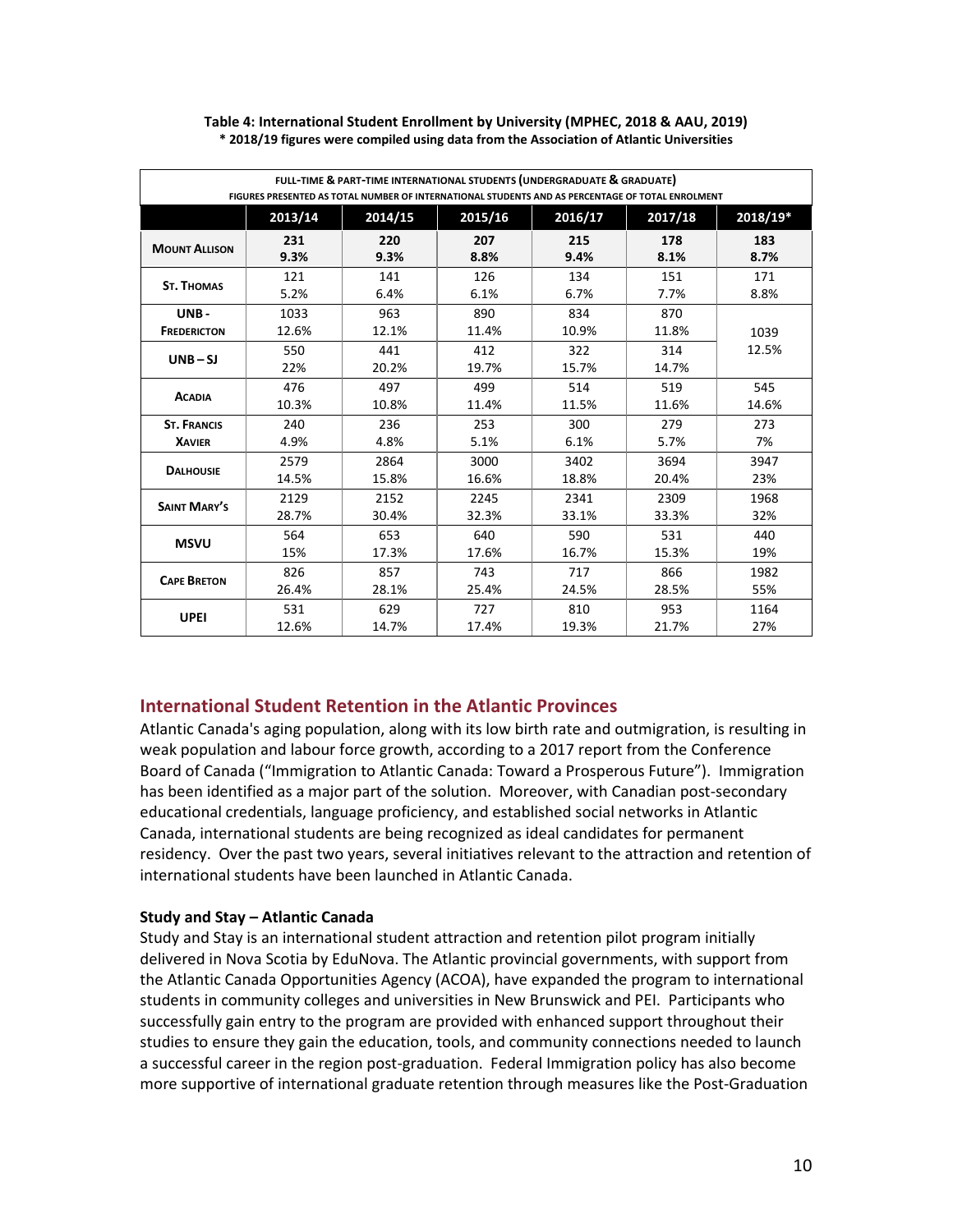**Table 4: International Student Enrollment by University (MPHEC, 2018 & AAU, 2019)**
**\* 2018/19 figures were compiled using data from the Association of Atlantic Universities**

| FULL-TIME & PART-TIME INTERNATIONAL STUDENTS (UNDERGRADUATE & GRADUATE) FIGURES PRESENTED AS TOTAL NUMBER OF INTERNATIONAL STUDENTS AND AS PERCENTAGE OF TOTAL ENROLMENT | | | | | | |
|---|---|---|---|---|---|---|
| | 2013/14 | 2014/15 | 2015/16 | 2016/17 | 2017/18 | 2018/19* |
| **Mount Allison** | **231** **9.3%** | **220** **9.3%** | **207** **8.8%** | **215** **9.4%** | **178** **8.1%** | **183** **8.7%** |
| **St. Thomas** | 121 5.2% | 141 6.4% | 126 6.1% | 134 6.7% | 151 7.7% | 171 8.8% |
| **UNB - Fredericton** | 1033 12.6% | 963 12.1% | 890 11.4% | 834 10.9% | 870 11.8% | 1039 12.5% |
| **UNB – SJ** | 550 22% | 441 20.2% | 412 19.7% | 322 15.7% | 314 14.7% | |
| **Acadia** | 476 10.3% | 497 10.8% | 499 11.4% | 514 11.5% | 519 11.6% | 545 14.6% |
| **St. Francis Xavier** | 240 4.9% | 236 4.8% | 253 5.1% | 300 6.1% | 279 5.7% | 273 7% |
| **Dalhousie** | 2579 14.5% | 2864 15.8% | 3000 16.6% | 3402 18.8% | 3694 20.4% | 3947 23% |
| **Saint Mary's** | 2129 28.7% | 2152 30.4% | 2245 32.3% | 2341 33.1% | 2309 33.3% | 1968 32% |
| **MSVU** | 564 15% | 653 17.3% | 640 17.6% | 590 16.7% | 531 15.3% | 440 19% |
| **Cape Breton** | 826 26.4% | 857 28.1% | 743 25.4% | 717 24.5% | 866 28.5% | 1982 55% |
| **UPEI** | 531 12.6% | 629 14.7% | 727 17.4% | 810 19.3% | 953 21.7% | 1164 27% |

## International Student Retention in the Atlantic Provinces

Atlantic Canada's aging population, along with its low birth rate and outmigration, is resulting in weak population and labour force growth, according to a 2017 report from the Conference Board of Canada ("Immigration to Atlantic Canada: Toward a Prosperous Future"). Immigration has been identified as a major part of the solution. Moreover, with Canadian post-secondary educational credentials, language proficiency, and established social networks in Atlantic Canada, international students are being recognized as ideal candidates for permanent residency. Over the past two years, several initiatives relevant to the attraction and retention of international students have been launched in Atlantic Canada.

**Study and Stay – Atlantic Canada**

Study and Stay is an international student attraction and retention pilot program initially delivered in Nova Scotia by EduNova. The Atlantic provincial governments, with support from the Atlantic Canada Opportunities Agency (ACOA), have expanded the program to international students in community colleges and universities in New Brunswick and PEI. Participants who successfully gain entry to the program are provided with enhanced support throughout their studies to ensure they gain the education, tools, and community connections needed to launch a successful career in the region post-graduation. Federal Immigration policy has also become more supportive of international graduate retention through measures like the Post-Graduation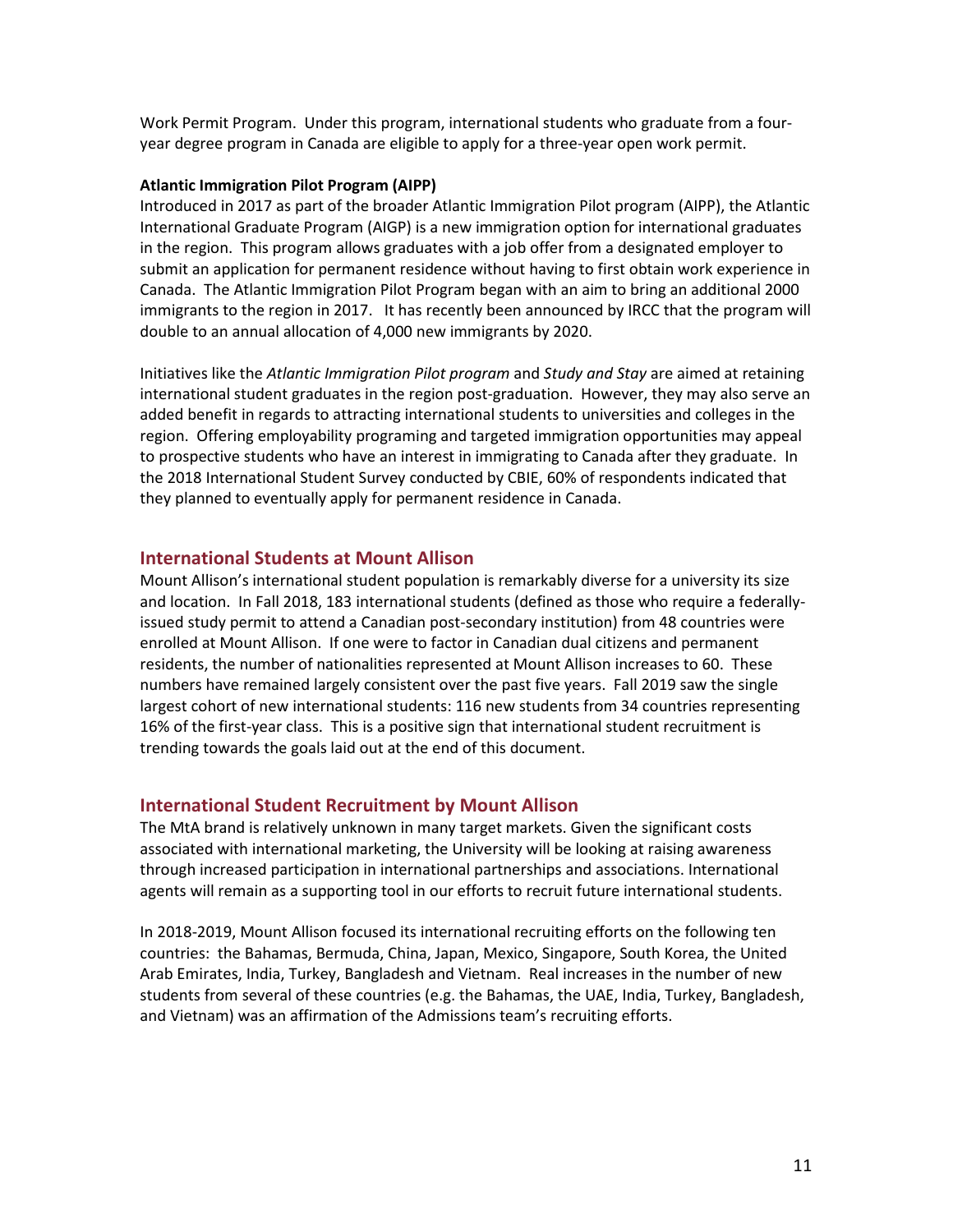Work Permit Program. Under this program, international students who graduate from a four-year degree program in Canada are eligible to apply for a three-year open work permit.

**Atlantic Immigration Pilot Program (AIPP)**

Introduced in 2017 as part of the broader Atlantic Immigration Pilot program (AIPP), the Atlantic International Graduate Program (AIGP) is a new immigration option for international graduates in the region. This program allows graduates with a job offer from a designated employer to submit an application for permanent residence without having to first obtain work experience in Canada. The Atlantic Immigration Pilot Program began with an aim to bring an additional 2000 immigrants to the region in 2017. It has recently been announced by IRCC that the program will double to an annual allocation of 4,000 new immigrants by 2020.

Initiatives like the *Atlantic Immigration Pilot program* and *Study and Stay* are aimed at retaining international student graduates in the region post-graduation. However, they may also serve an added benefit in regards to attracting international students to universities and colleges in the region. Offering employability programing and targeted immigration opportunities may appeal to prospective students who have an interest in immigrating to Canada after they graduate. In the 2018 International Student Survey conducted by CBIE, 60% of respondents indicated that they planned to eventually apply for permanent residence in Canada.

## International Students at Mount Allison

Mount Allison's international student population is remarkably diverse for a university its size and location. In Fall 2018, 183 international students (defined as those who require a federally-issued study permit to attend a Canadian post-secondary institution) from 48 countries were enrolled at Mount Allison. If one were to factor in Canadian dual citizens and permanent residents, the number of nationalities represented at Mount Allison increases to 60. These numbers have remained largely consistent over the past five years. Fall 2019 saw the single largest cohort of new international students: 116 new students from 34 countries representing 16% of the first-year class. This is a positive sign that international student recruitment is trending towards the goals laid out at the end of this document.

## International Student Recruitment by Mount Allison

The MtA brand is relatively unknown in many target markets. Given the significant costs associated with international marketing, the University will be looking at raising awareness through increased participation in international partnerships and associations. International agents will remain as a supporting tool in our efforts to recruit future international students.

In 2018-2019, Mount Allison focused its international recruiting efforts on the following ten countries: the Bahamas, Bermuda, China, Japan, Mexico, Singapore, South Korea, the United Arab Emirates, India, Turkey, Bangladesh and Vietnam. Real increases in the number of new students from several of these countries (e.g. the Bahamas, the UAE, India, Turkey, Bangladesh, and Vietnam) was an affirmation of the Admissions team's recruiting efforts.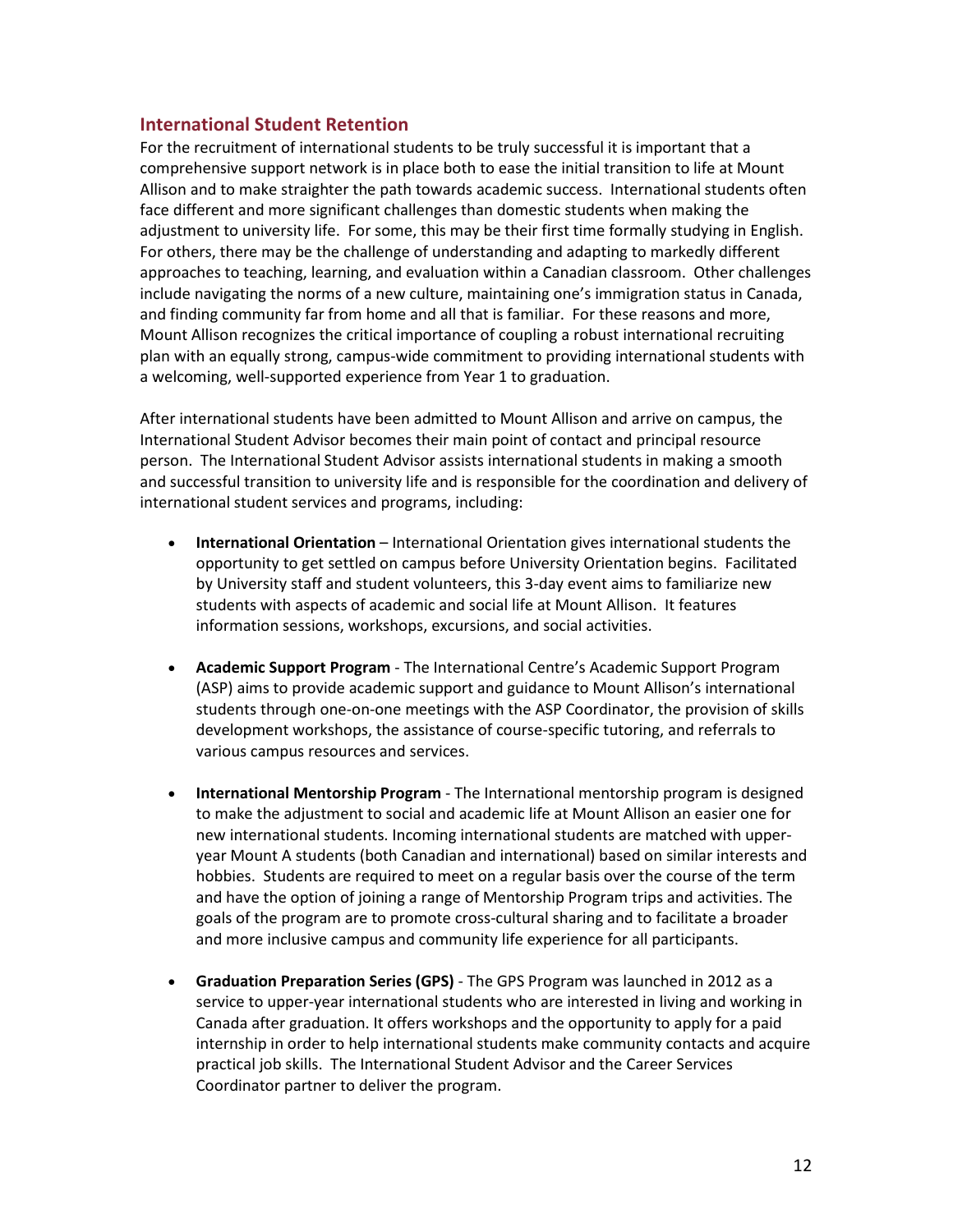## International Student Retention

For the recruitment of international students to be truly successful it is important that a comprehensive support network is in place both to ease the initial transition to life at Mount Allison and to make straighter the path towards academic success. International students often face different and more significant challenges than domestic students when making the adjustment to university life. For some, this may be their first time formally studying in English. For others, there may be the challenge of understanding and adapting to markedly different approaches to teaching, learning, and evaluation within a Canadian classroom. Other challenges include navigating the norms of a new culture, maintaining one's immigration status in Canada, and finding community far from home and all that is familiar. For these reasons and more, Mount Allison recognizes the critical importance of coupling a robust international recruiting plan with an equally strong, campus-wide commitment to providing international students with a welcoming, well-supported experience from Year 1 to graduation.

After international students have been admitted to Mount Allison and arrive on campus, the International Student Advisor becomes their main point of contact and principal resource person. The International Student Advisor assists international students in making a smooth and successful transition to university life and is responsible for the coordination and delivery of international student services and programs, including:

- **International Orientation** – International Orientation gives international students the opportunity to get settled on campus before University Orientation begins. Facilitated by University staff and student volunteers, this 3-day event aims to familiarize new students with aspects of academic and social life at Mount Allison. It features information sessions, workshops, excursions, and social activities.

- **Academic Support Program** - The International Centre's Academic Support Program (ASP) aims to provide academic support and guidance to Mount Allison's international students through one-on-one meetings with the ASP Coordinator, the provision of skills development workshops, the assistance of course-specific tutoring, and referrals to various campus resources and services.

- **International Mentorship Program** - The International mentorship program is designed to make the adjustment to social and academic life at Mount Allison an easier one for new international students. Incoming international students are matched with upper-year Mount A students (both Canadian and international) based on similar interests and hobbies. Students are required to meet on a regular basis over the course of the term and have the option of joining a range of Mentorship Program trips and activities. The goals of the program are to promote cross-cultural sharing and to facilitate a broader and more inclusive campus and community life experience for all participants.

- **Graduation Preparation Series (GPS)** - The GPS Program was launched in 2012 as a service to upper-year international students who are interested in living and working in Canada after graduation. It offers workshops and the opportunity to apply for a paid internship in order to help international students make community contacts and acquire practical job skills. The International Student Advisor and the Career Services Coordinator partner to deliver the program.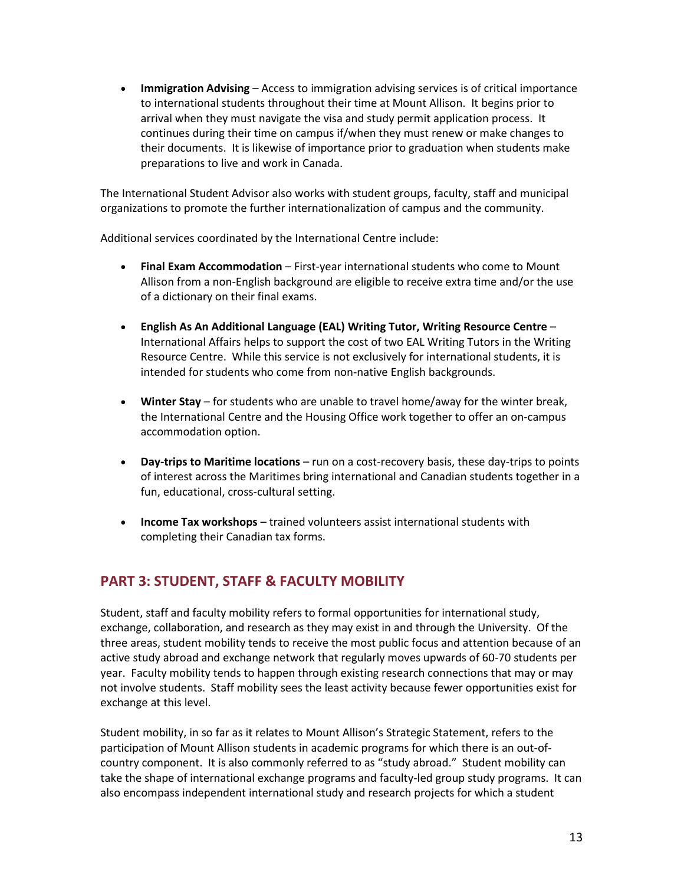- **Immigration Advising** – Access to immigration advising services is of critical importance to international students throughout their time at Mount Allison. It begins prior to arrival when they must navigate the visa and study permit application process. It continues during their time on campus if/when they must renew or make changes to their documents. It is likewise of importance prior to graduation when students make preparations to live and work in Canada.

The International Student Advisor also works with student groups, faculty, staff and municipal organizations to promote the further internationalization of campus and the community.

Additional services coordinated by the International Centre include:

- **Final Exam Accommodation** – First-year international students who come to Mount Allison from a non-English background are eligible to receive extra time and/or the use of a dictionary on their final exams.

- **English As An Additional Language (EAL) Writing Tutor, Writing Resource Centre** – International Affairs helps to support the cost of two EAL Writing Tutors in the Writing Resource Centre. While this service is not exclusively for international students, it is intended for students who come from non-native English backgrounds.

- **Winter Stay** – for students who are unable to travel home/away for the winter break, the International Centre and the Housing Office work together to offer an on-campus accommodation option.

- **Day-trips to Maritime locations** – run on a cost-recovery basis, these day-trips to points of interest across the Maritimes bring international and Canadian students together in a fun, educational, cross-cultural setting.

- **Income Tax workshops** – trained volunteers assist international students with completing their Canadian tax forms.

## PART 3: STUDENT, STAFF & FACULTY MOBILITY

Student, staff and faculty mobility refers to formal opportunities for international study, exchange, collaboration, and research as they may exist in and through the University. Of the three areas, student mobility tends to receive the most public focus and attention because of an active study abroad and exchange network that regularly moves upwards of 60-70 students per year. Faculty mobility tends to happen through existing research connections that may or may not involve students. Staff mobility sees the least activity because fewer opportunities exist for exchange at this level.

Student mobility, in so far as it relates to Mount Allison's Strategic Statement, refers to the participation of Mount Allison students in academic programs for which there is an out-of-country component. It is also commonly referred to as "study abroad." Student mobility can take the shape of international exchange programs and faculty-led group study programs. It can also encompass independent international study and research projects for which a student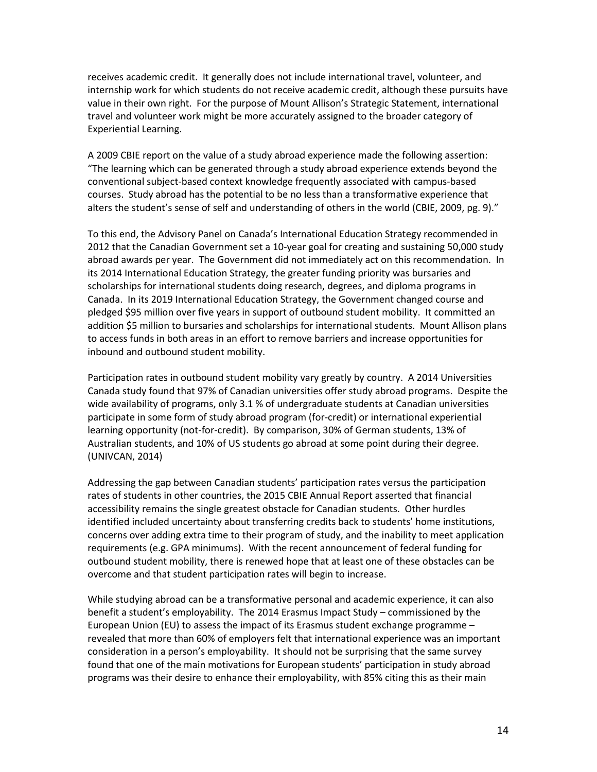receives academic credit. It generally does not include international travel, volunteer, and internship work for which students do not receive academic credit, although these pursuits have value in their own right. For the purpose of Mount Allison's Strategic Statement, international travel and volunteer work might be more accurately assigned to the broader category of Experiential Learning.

A 2009 CBIE report on the value of a study abroad experience made the following assertion: "The learning which can be generated through a study abroad experience extends beyond the conventional subject-based context knowledge frequently associated with campus-based courses. Study abroad has the potential to be no less than a transformative experience that alters the student's sense of self and understanding of others in the world (CBIE, 2009, pg. 9)."

To this end, the Advisory Panel on Canada's International Education Strategy recommended in 2012 that the Canadian Government set a 10-year goal for creating and sustaining 50,000 study abroad awards per year. The Government did not immediately act on this recommendation. In its 2014 International Education Strategy, the greater funding priority was bursaries and scholarships for international students doing research, degrees, and diploma programs in Canada. In its 2019 International Education Strategy, the Government changed course and pledged $95 million over five years in support of outbound student mobility. It committed an addition $5 million to bursaries and scholarships for international students. Mount Allison plans to access funds in both areas in an effort to remove barriers and increase opportunities for inbound and outbound student mobility.

Participation rates in outbound student mobility vary greatly by country. A 2014 Universities Canada study found that 97% of Canadian universities offer study abroad programs. Despite the wide availability of programs, only 3.1 % of undergraduate students at Canadian universities participate in some form of study abroad program (for-credit) or international experiential learning opportunity (not-for-credit). By comparison, 30% of German students, 13% of Australian students, and 10% of US students go abroad at some point during their degree. (UNIVCAN, 2014)

Addressing the gap between Canadian students' participation rates versus the participation rates of students in other countries, the 2015 CBIE Annual Report asserted that financial accessibility remains the single greatest obstacle for Canadian students. Other hurdles identified included uncertainty about transferring credits back to students' home institutions, concerns over adding extra time to their program of study, and the inability to meet application requirements (e.g. GPA minimums). With the recent announcement of federal funding for outbound student mobility, there is renewed hope that at least one of these obstacles can be overcome and that student participation rates will begin to increase.

While studying abroad can be a transformative personal and academic experience, it can also benefit a student's employability. The 2014 Erasmus Impact Study – commissioned by the European Union (EU) to assess the impact of its Erasmus student exchange programme – revealed that more than 60% of employers felt that international experience was an important consideration in a person's employability. It should not be surprising that the same survey found that one of the main motivations for European students' participation in study abroad programs was their desire to enhance their employability, with 85% citing this as their main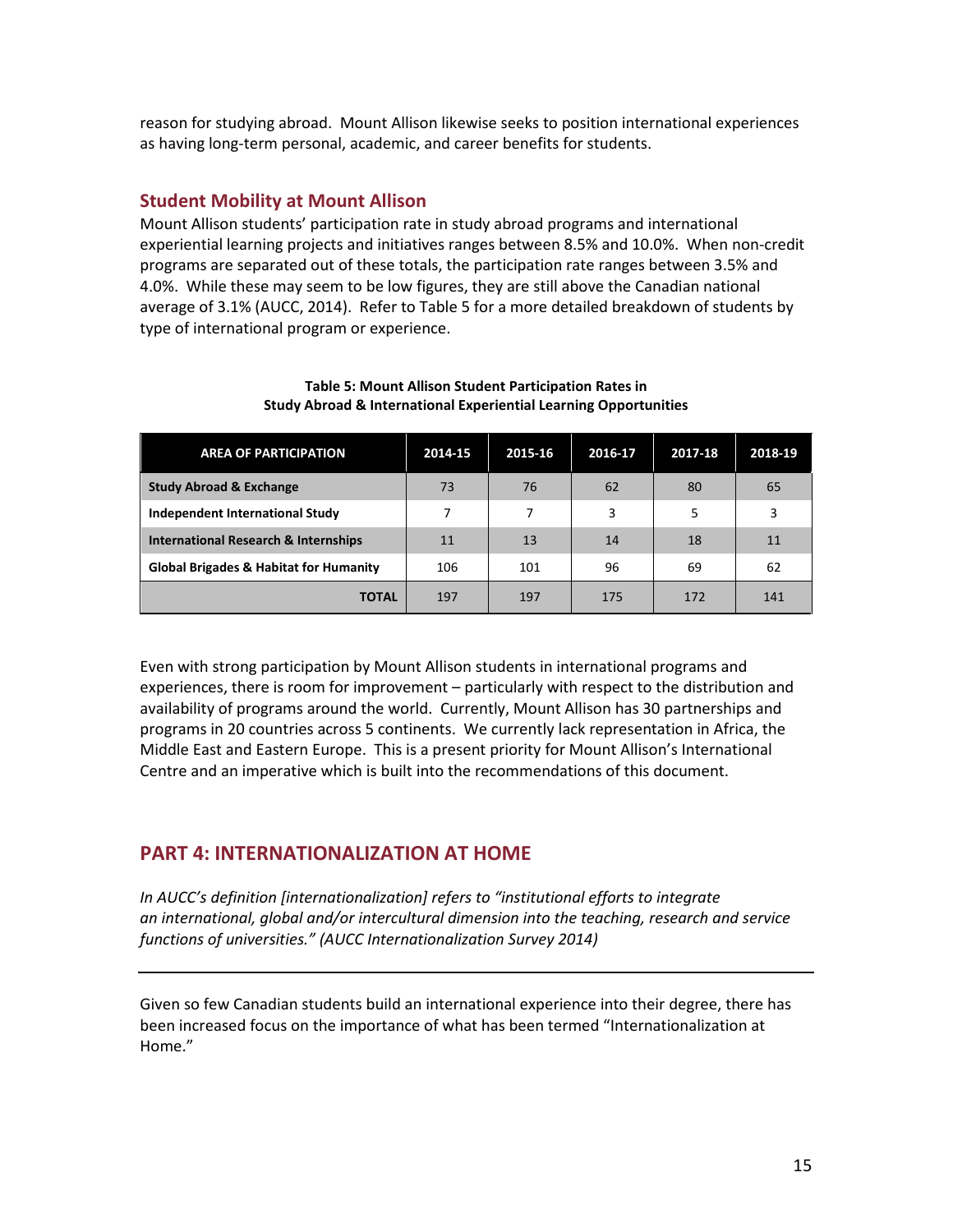reason for studying abroad. Mount Allison likewise seeks to position international experiences as having long-term personal, academic, and career benefits for students.

## Student Mobility at Mount Allison

Mount Allison students' participation rate in study abroad programs and international experiential learning projects and initiatives ranges between 8.5% and 10.0%. When non-credit programs are separated out of these totals, the participation rate ranges between 3.5% and 4.0%. While these may seem to be low figures, they are still above the Canadian national average of 3.1% (AUCC, 2014). Refer to Table 5 for a more detailed breakdown of students by type of international program or experience.

**Table 5: Mount Allison Student Participation Rates in Study Abroad & International Experiential Learning Opportunities**

| AREA OF PARTICIPATION | 2014-15 | 2015-16 | 2016-17 | 2017-18 | 2018-19 |
|---|---|---|---|---|---|
| **Study Abroad & Exchange** | 73 | 76 | 62 | 80 | 65 |
| **Independent International Study** | 7 | 7 | 3 | 5 | 3 |
| **International Research & Internships** | 11 | 13 | 14 | 18 | 11 |
| **Global Brigades & Habitat for Humanity** | 106 | 101 | 96 | 69 | 62 |
| **TOTAL** | 197 | 197 | 175 | 172 | 141 |

Even with strong participation by Mount Allison students in international programs and experiences, there is room for improvement – particularly with respect to the distribution and availability of programs around the world. Currently, Mount Allison has 30 partnerships and programs in 20 countries across 5 continents. We currently lack representation in Africa, the Middle East and Eastern Europe. This is a present priority for Mount Allison's International Centre and an imperative which is built into the recommendations of this document.

## PART 4: INTERNATIONALIZATION AT HOME

*In AUCC's definition [internationalization] refers to "institutional efforts to integrate an international, global and/or intercultural dimension into the teaching, research and service functions of universities." (AUCC Internationalization Survey 2014)*

---

Given so few Canadian students build an international experience into their degree, there has been increased focus on the importance of what has been termed "Internationalization at Home."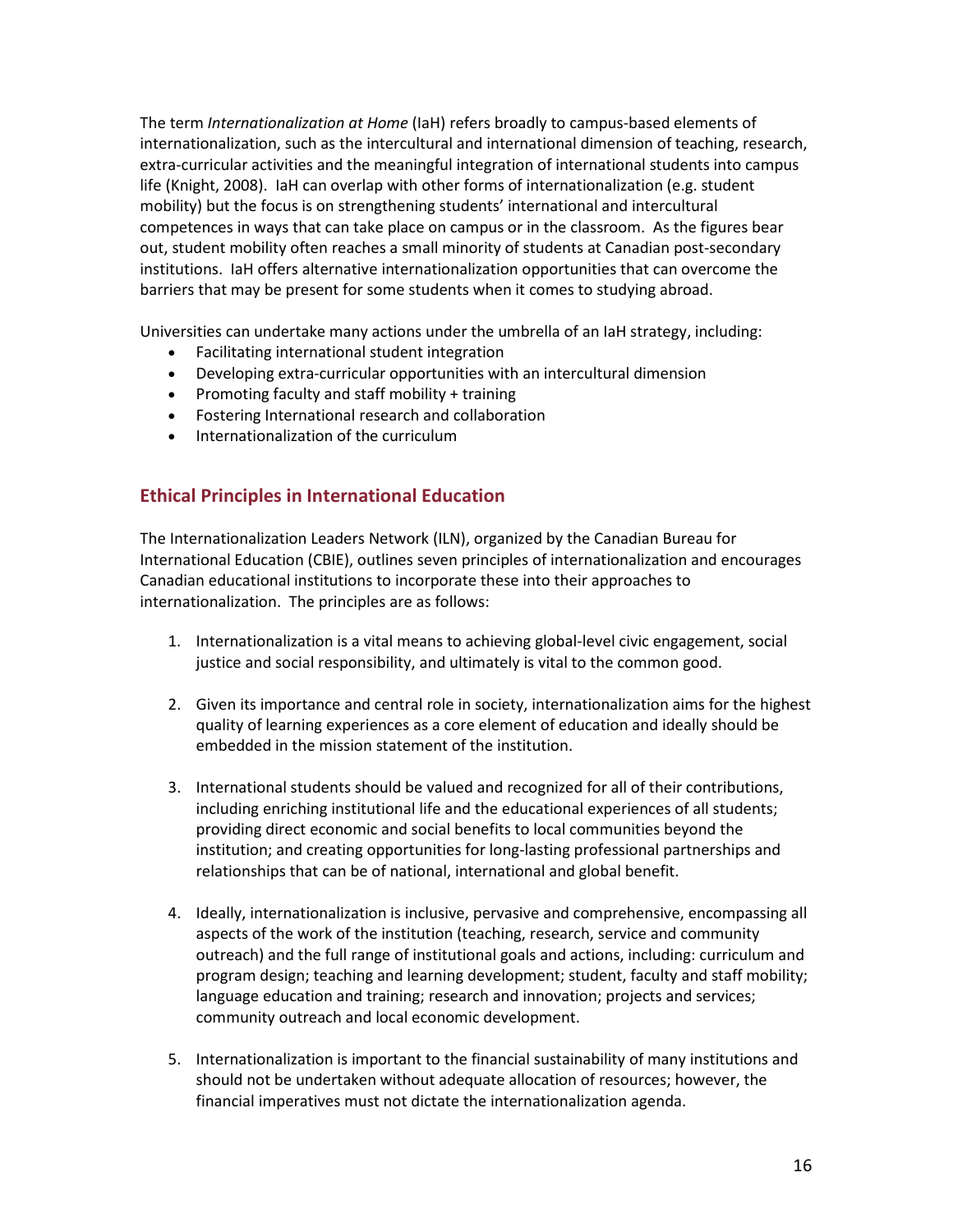The term *Internationalization at Home* (IaH) refers broadly to campus-based elements of internationalization, such as the intercultural and international dimension of teaching, research, extra-curricular activities and the meaningful integration of international students into campus life (Knight, 2008). IaH can overlap with other forms of internationalization (e.g. student mobility) but the focus is on strengthening students' international and intercultural competences in ways that can take place on campus or in the classroom. As the figures bear out, student mobility often reaches a small minority of students at Canadian post-secondary institutions. IaH offers alternative internationalization opportunities that can overcome the barriers that may be present for some students when it comes to studying abroad.

Universities can undertake many actions under the umbrella of an IaH strategy, including:

- Facilitating international student integration
- Developing extra-curricular opportunities with an intercultural dimension
- Promoting faculty and staff mobility + training
- Fostering International research and collaboration
- Internationalization of the curriculum

## Ethical Principles in International Education

The Internationalization Leaders Network (ILN), organized by the Canadian Bureau for International Education (CBIE), outlines seven principles of internationalization and encourages Canadian educational institutions to incorporate these into their approaches to internationalization. The principles are as follows:

1. Internationalization is a vital means to achieving global-level civic engagement, social justice and social responsibility, and ultimately is vital to the common good.

2. Given its importance and central role in society, internationalization aims for the highest quality of learning experiences as a core element of education and ideally should be embedded in the mission statement of the institution.

3. International students should be valued and recognized for all of their contributions, including enriching institutional life and the educational experiences of all students; providing direct economic and social benefits to local communities beyond the institution; and creating opportunities for long-lasting professional partnerships and relationships that can be of national, international and global benefit.

4. Ideally, internationalization is inclusive, pervasive and comprehensive, encompassing all aspects of the work of the institution (teaching, research, service and community outreach) and the full range of institutional goals and actions, including: curriculum and program design; teaching and learning development; student, faculty and staff mobility; language education and training; research and innovation; projects and services; community outreach and local economic development.

5. Internationalization is important to the financial sustainability of many institutions and should not be undertaken without adequate allocation of resources; however, the financial imperatives must not dictate the internationalization agenda.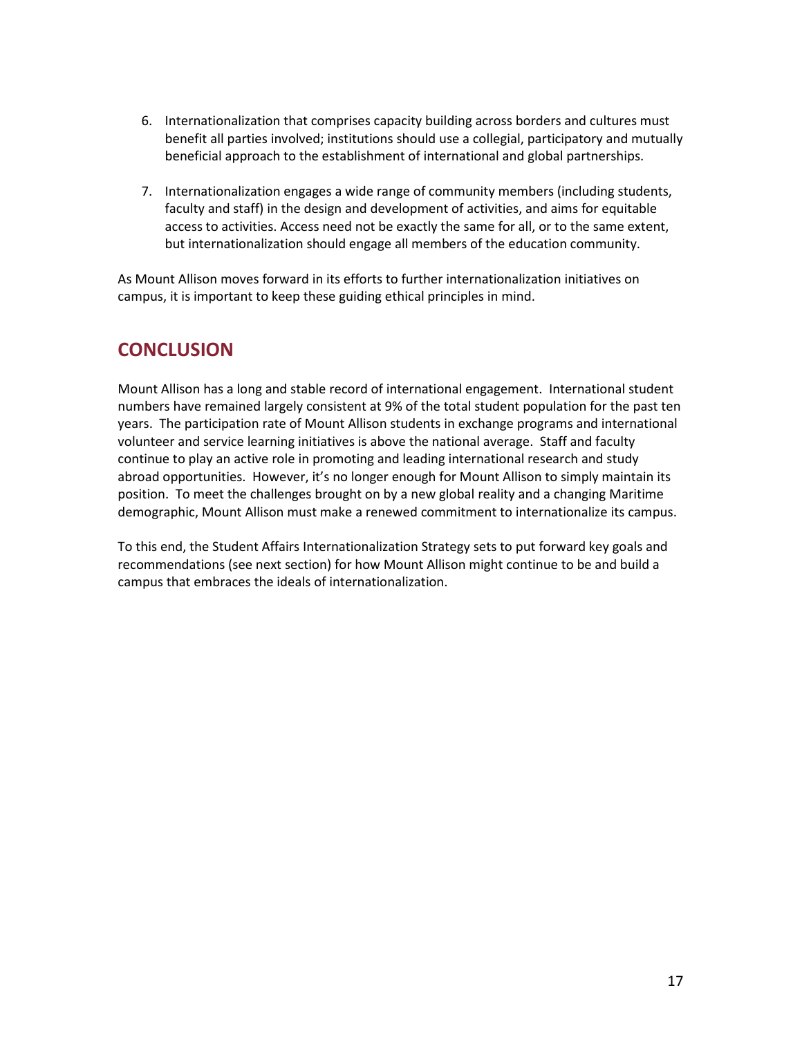6. Internationalization that comprises capacity building across borders and cultures must benefit all parties involved; institutions should use a collegial, participatory and mutually beneficial approach to the establishment of international and global partnerships.

7. Internationalization engages a wide range of community members (including students, faculty and staff) in the design and development of activities, and aims for equitable access to activities. Access need not be exactly the same for all, or to the same extent, but internationalization should engage all members of the education community.

As Mount Allison moves forward in its efforts to further internationalization initiatives on campus, it is important to keep these guiding ethical principles in mind.

## CONCLUSION

Mount Allison has a long and stable record of international engagement. International student numbers have remained largely consistent at 9% of the total student population for the past ten years. The participation rate of Mount Allison students in exchange programs and international volunteer and service learning initiatives is above the national average. Staff and faculty continue to play an active role in promoting and leading international research and study abroad opportunities. However, it's no longer enough for Mount Allison to simply maintain its position. To meet the challenges brought on by a new global reality and a changing Maritime demographic, Mount Allison must make a renewed commitment to internationalize its campus.

To this end, the Student Affairs Internationalization Strategy sets to put forward key goals and recommendations (see next section) for how Mount Allison might continue to be and build a campus that embraces the ideals of internationalization.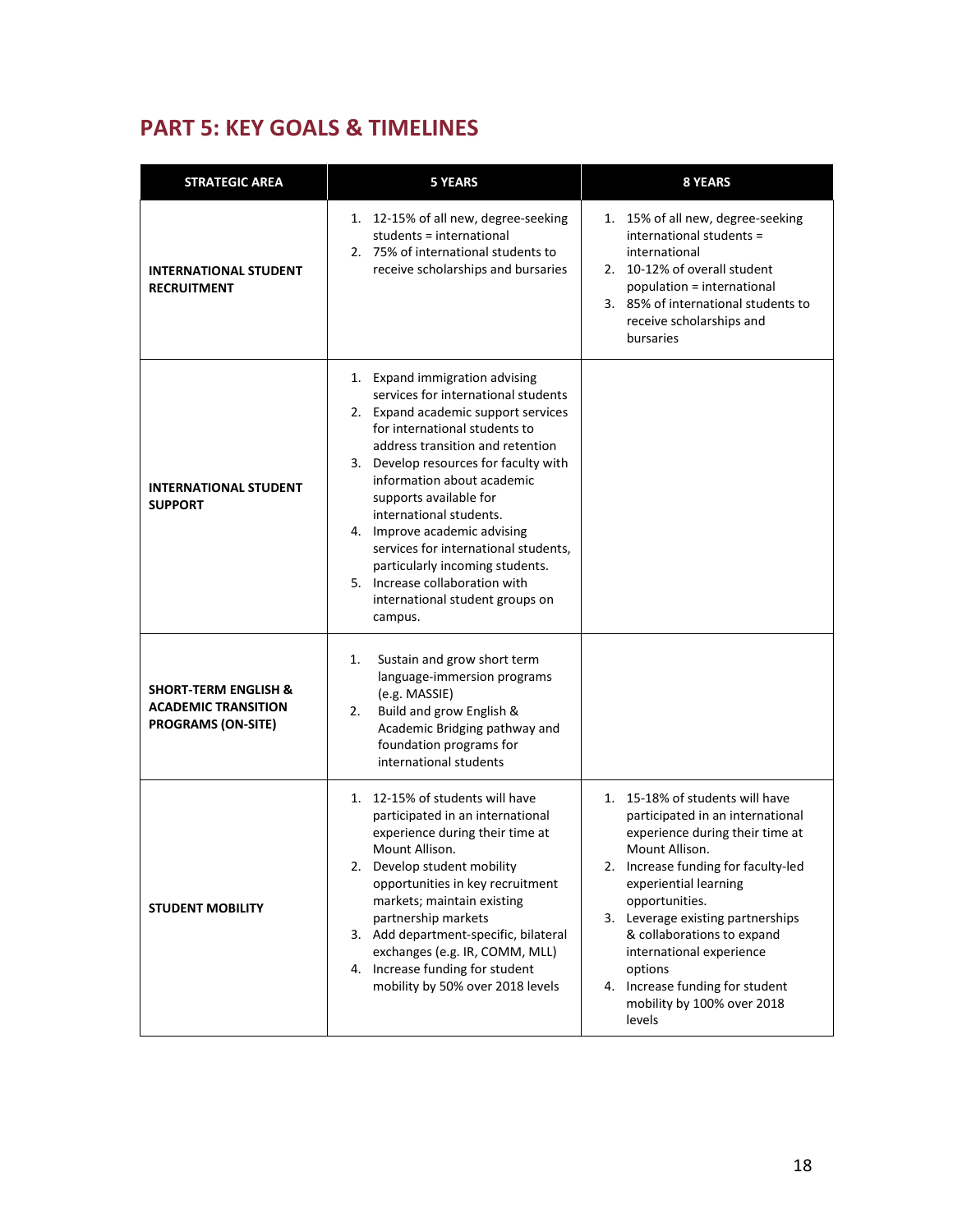## PART 5: KEY GOALS & TIMELINES

| STRATEGIC AREA | 5 YEARS | 8 YEARS |
|---|---|---|
| **INTERNATIONAL STUDENT RECRUITMENT** | 1. 12-15% of all new, degree-seeking students = international<br>2. 75% of international students to receive scholarships and bursaries | 1. 15% of all new, degree-seeking international students = international<br>2. 10-12% of overall student population = international<br>3. 85% of international students to receive scholarships and bursaries |
| **INTERNATIONAL STUDENT SUPPORT** | 1. Expand immigration advising services for international students<br>2. Expand academic support services for international students to address transition and retention<br>3. Develop resources for faculty with information about academic supports available for international students.<br>4. Improve academic advising services for international students, particularly incoming students.<br>5. Increase collaboration with international student groups on campus. | |
| **SHORT-TERM ENGLISH & ACADEMIC TRANSITION PROGRAMS (ON-SITE)** | 1. Sustain and grow short term language-immersion programs (e.g. MASSIE)<br>2. Build and grow English & Academic Bridging pathway and foundation programs for international students | |
| **STUDENT MOBILITY** | 1. 12-15% of students will have participated in an international experience during their time at Mount Allison.<br>2. Develop student mobility opportunities in key recruitment markets; maintain existing partnership markets<br>3. Add department-specific, bilateral exchanges (e.g. IR, COMM, MLL)<br>4. Increase funding for student mobility by 50% over 2018 levels | 1. 15-18% of students will have participated in an international experience during their time at Mount Allison.<br>2. Increase funding for faculty-led experiential learning opportunities.<br>3. Leverage existing partnerships & collaborations to expand international experience options<br>4. Increase funding for student mobility by 100% over 2018 levels |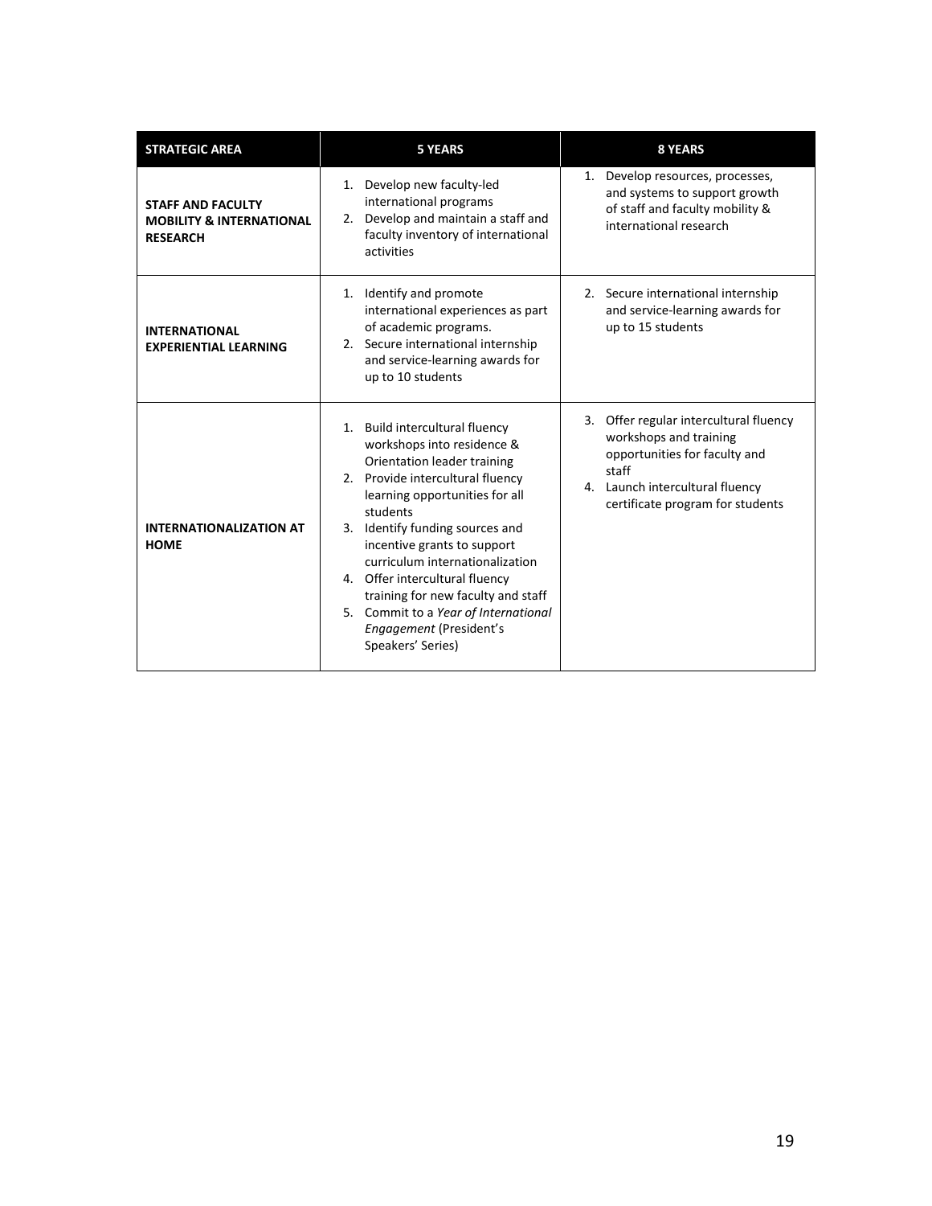| STRATEGIC AREA | 5 YEARS | 8 YEARS |
|---|---|---|
| **STAFF AND FACULTY MOBILITY & INTERNATIONAL RESEARCH** | 1. Develop new faculty-led international programs<br>2. Develop and maintain a staff and faculty inventory of international activities | 1. Develop resources, processes, and systems to support growth of staff and faculty mobility & international research |
| **INTERNATIONAL EXPERIENTIAL LEARNING** | 1. Identify and promote international experiences as part of academic programs.<br>2. Secure international internship and service-learning awards for up to 10 students | 2. Secure international internship and service-learning awards for up to 15 students |
| **INTERNATIONALIZATION AT HOME** | 1. Build intercultural fluency workshops into residence & Orientation leader training<br>2. Provide intercultural fluency learning opportunities for all students<br>3. Identify funding sources and incentive grants to support curriculum internationalization<br>4. Offer intercultural fluency training for new faculty and staff<br>5. Commit to a *Year of International Engagement* (President's Speakers' Series) | 3. Offer regular intercultural fluency workshops and training opportunities for faculty and staff<br>4. Launch intercultural fluency certificate program for students |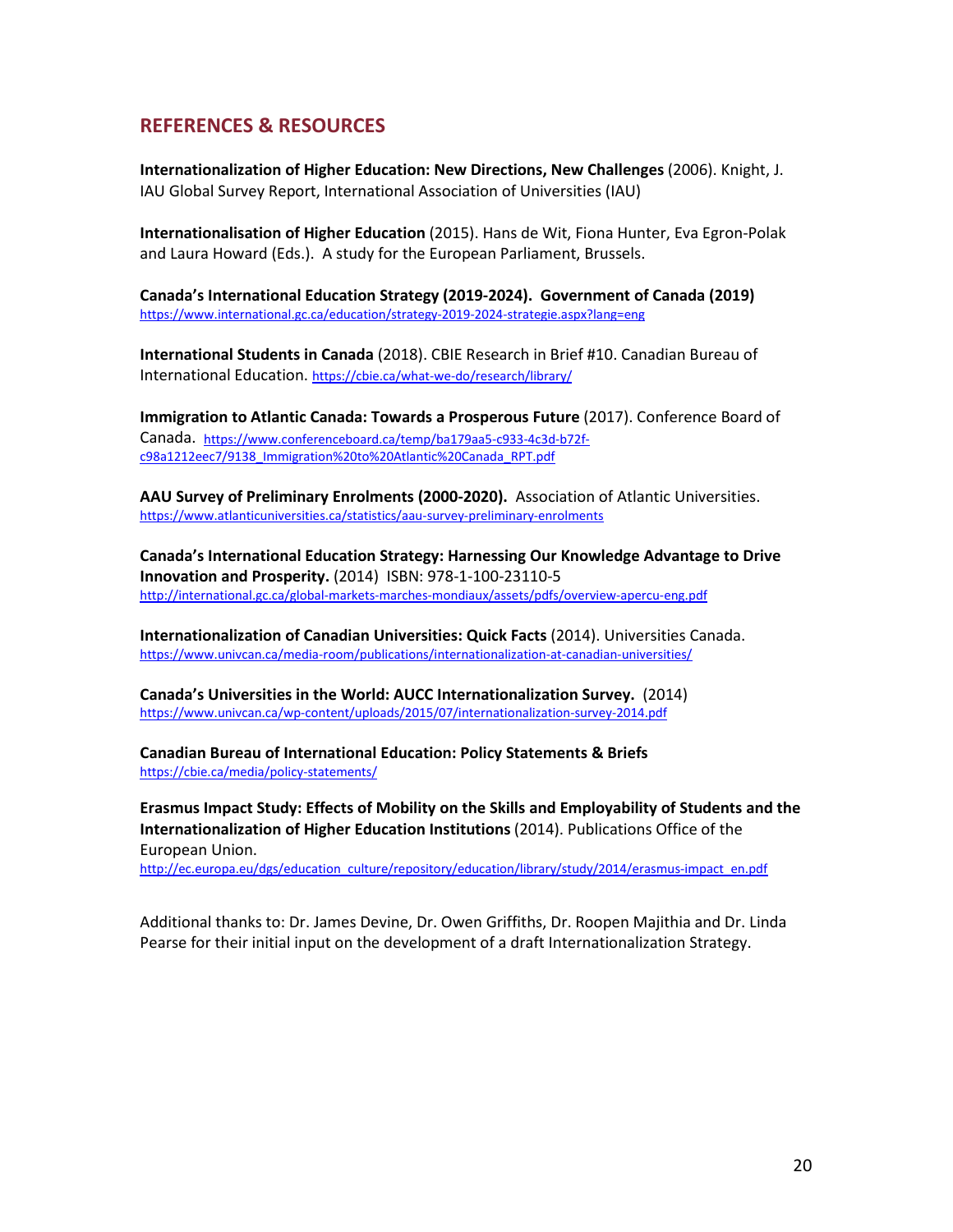## REFERENCES & RESOURCES

**Internationalization of Higher Education: New Directions, New Challenges** (2006). Knight, J. IAU Global Survey Report, International Association of Universities (IAU)

**Internationalisation of Higher Education** (2015). Hans de Wit, Fiona Hunter, Eva Egron-Polak and Laura Howard (Eds.). A study for the European Parliament, Brussels.

**Canada's International Education Strategy (2019-2024). Government of Canada (2019)**
https://www.international.gc.ca/education/strategy-2019-2024-strategie.aspx?lang=eng

**International Students in Canada** (2018). CBIE Research in Brief #10. Canadian Bureau of International Education. https://cbie.ca/what-we-do/research/library/

**Immigration to Atlantic Canada: Towards a Prosperous Future** (2017). Conference Board of Canada. https://www.conferenceboard.ca/temp/ba179aa5-c933-4c3d-b72f-c98a1212eec7/9138_Immigration%20to%20Atlantic%20Canada_RPT.pdf

**AAU Survey of Preliminary Enrolments (2000-2020).** Association of Atlantic Universities.
https://www.atlanticuniversities.ca/statistics/aau-survey-preliminary-enrolments

**Canada's International Education Strategy: Harnessing Our Knowledge Advantage to Drive Innovation and Prosperity.** (2014) ISBN: 978-1-100-23110-5
http://international.gc.ca/global-markets-marches-mondiaux/assets/pdfs/overview-apercu-eng.pdf

**Internationalization of Canadian Universities: Quick Facts** (2014). Universities Canada.
https://www.univcan.ca/media-room/publications/internationalization-at-canadian-universities/

**Canada's Universities in the World: AUCC Internationalization Survey.** (2014)
https://www.univcan.ca/wp-content/uploads/2015/07/internationalization-survey-2014.pdf

**Canadian Bureau of International Education: Policy Statements & Briefs**
https://cbie.ca/media/policy-statements/

**Erasmus Impact Study: Effects of Mobility on the Skills and Employability of Students and the Internationalization of Higher Education Institutions** (2014). Publications Office of the European Union.
http://ec.europa.eu/dgs/education_culture/repository/education/library/study/2014/erasmus-impact_en.pdf

Additional thanks to: Dr. James Devine, Dr. Owen Griffiths, Dr. Roopen Majithia and Dr. Linda Pearse for their initial input on the development of a draft Internationalization Strategy.